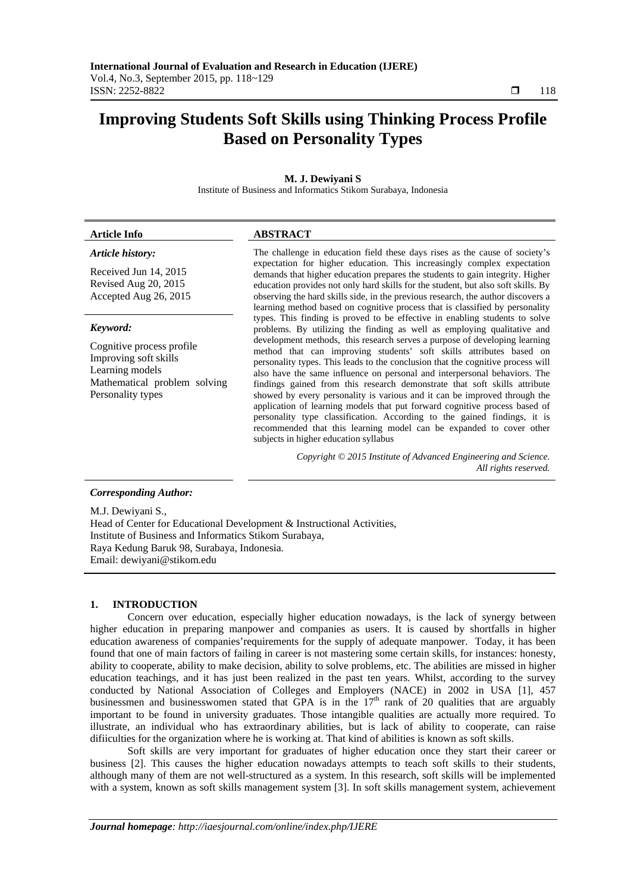# Improving Students Soft Skills using Thinking Process Profile Based on Personality Types

**M. J. Dewiyani S**

Institute of Business and Informatics Stikom Surabaya, Indonesia

| **Article Info** | **ABSTRACT** |
|---|---|
| ***Article history:***<br><br>Received Jun 14, 2015<br>Revised Aug 20, 2015<br>Accepted Aug 26, 2015<br><br>***Keyword:***<br><br>Cognitive process profile<br>Improving soft skills<br>Learning models<br>Mathematical problem solving<br>Personality types | The challenge in education field these days rises as the cause of society's expectation for higher education. This increasingly complex expectation demands that higher education prepares the students to gain integrity. Higher education provides not only hard skills for the student, but also soft skills. By observing the hard skills side, in the previous research, the author discovers a learning method based on cognitive process that is classified by personality types. This finding is proved to be effective in enabling students to solve problems. By utilizing the finding as well as employing qualitative and development methods, this research serves a purpose of developing learning method that can improving students' soft skills attributes based on personality types. This leads to the conclusion that the cognitive process will also have the same influence on personal and interpersonal behaviors. The findings gained from this research demonstrate that soft skills attribute showed by every personality is various and it can be improved through the application of learning models that put forward cognitive process based of personality type classification. According to the gained findings, it is recommended that this learning model can be expanded to cover other subjects in higher education syllabus<br><br>*Copyright © 2015 Institute of Advanced Engineering and Science. All rights reserved.* |

***Corresponding Author:***

M.J. Dewiyani S.,
Head of Center for Educational Development & Instructional Activities,
Institute of Business and Informatics Stikom Surabaya,
Raya Kedung Baruk 98, Surabaya, Indonesia.
Email: dewiyani@stikom.edu

## 1. INTRODUCTION

Concern over education, especially higher education nowadays, is the lack of synergy between higher education in preparing manpower and companies as users. It is caused by shortfalls in higher education awareness of companies'requirements for the supply of adequate manpower. Today, it has been found that one of main factors of failing in career is not mastering some certain skills, for instances: honesty, ability to cooperate, ability to make decision, ability to solve problems, etc. The abilities are missed in higher education teachings, and it has just been realized in the past ten years. Whilst, according to the survey conducted by National Association of Colleges and Employers (NACE) in 2002 in USA [1], 457 businessmen and businesswomen stated that GPA is in the 17th rank of 20 qualities that are arguably important to be found in university graduates. Those intangible qualities are actually more required. To illustrate, an individual who has extraordinary abilities, but is lack of ability to cooperate, can raise difiiculties for the organization where he is working at. That kind of abilities is known as soft skills.

Soft skills are very important for graduates of higher education once they start their career or business [2]. This causes the higher education nowadays attempts to teach soft skills to their students, although many of them are not well-structured as a system. In this research, soft skills will be implemented with a system, known as soft skills management system [3]. In soft skills management system, achievement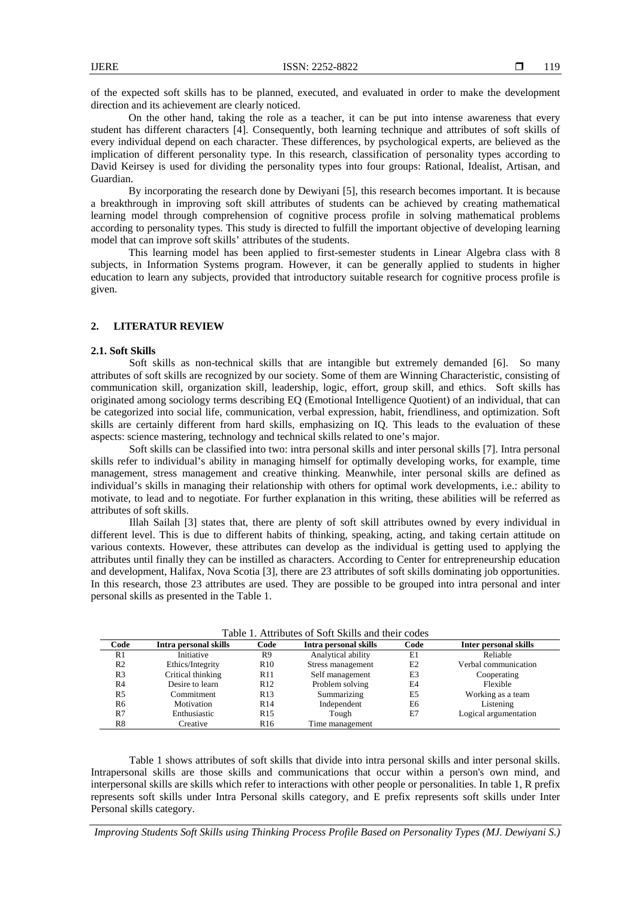of the expected soft skills has to be planned, executed, and evaluated in order to make the development direction and its achievement are clearly noticed.

On the other hand, taking the role as a teacher, it can be put into intense awareness that every student has different characters [4]. Consequently, both learning technique and attributes of soft skills of every individual depend on each character. These differences, by psychological experts, are believed as the implication of different personality type. In this research, classification of personality types according to David Keirsey is used for dividing the personality types into four groups: Rational, Idealist, Artisan, and Guardian.

By incorporating the research done by Dewiyani [5], this research becomes important. It is because a breakthrough in improving soft skill attributes of students can be achieved by creating mathematical learning model through comprehension of cognitive process profile in solving mathematical problems according to personality types. This study is directed to fulfill the important objective of developing learning model that can improve soft skills' attributes of the students.

This learning model has been applied to first-semester students in Linear Algebra class with 8 subjects, in Information Systems program. However, it can be generally applied to students in higher education to learn any subjects, provided that introductory suitable research for cognitive process profile is given.

## 2. LITERATUR REVIEW

### 2.1. Soft Skills

Soft skills as non-technical skills that are intangible but extremely demanded [6]. So many attributes of soft skills are recognized by our society. Some of them are Winning Characteristic, consisting of communication skill, organization skill, leadership, logic, effort, group skill, and ethics. Soft skills has originated among sociology terms describing EQ (Emotional Intelligence Quotient) of an individual, that can be categorized into social life, communication, verbal expression, habit, friendliness, and optimization. Soft skills are certainly different from hard skills, emphasizing on IQ. This leads to the evaluation of these aspects: science mastering, technology and technical skills related to one's major.

Soft skills can be classified into two: intra personal skills and inter personal skills [7]. Intra personal skills refer to individual's ability in managing himself for optimally developing works, for example, time management, stress management and creative thinking. Meanwhile, inter personal skills are defined as individual's skills in managing their relationship with others for optimal work developments, i.e.: ability to motivate, to lead and to negotiate. For further explanation in this writing, these abilities will be referred as attributes of soft skills.

Illah Sailah [3] states that, there are plenty of soft skill attributes owned by every individual in different level. This is due to different habits of thinking, speaking, acting, and taking certain attitude on various contexts. However, these attributes can develop as the individual is getting used to applying the attributes until finally they can be instilled as characters. According to Center for entrepreneurship education and development, Halifax, Nova Scotia [3], there are 23 attributes of soft skills dominating job opportunities. In this research, those 23 attributes are used. They are possible to be grouped into intra personal and inter personal skills as presented in the Table 1.

Table 1. Attributes of Soft Skills and their codes

| Code | Intra personal skills | Code | Intra personal skills | Code | Inter personal skills |
|---|---|---|---|---|---|
| R1 | Initiative | R9 | Analytical ability | E1 | Reliable |
| R2 | Ethics/Integrity | R10 | Stress management | E2 | Verbal communication |
| R3 | Critical thinking | R11 | Self management | E3 | Cooperating |
| R4 | Desire to learn | R12 | Problem solving | E4 | Flexible |
| R5 | Commitment | R13 | Summarizing | E5 | Working as a team |
| R6 | Motivation | R14 | Independent | E6 | Listening |
| R7 | Enthusiastic | R15 | Tough | E7 | Logical argumentation |
| R8 | Creative | R16 | Time management | | |

Table 1 shows attributes of soft skills that divide into intra personal skills and inter personal skills. Intrapersonal skills are those skills and communications that occur within a person's own mind, and interpersonal skills are skills which refer to interactions with other people or personalities. In table 1, R prefix represents soft skills under Intra Personal skills category, and E prefix represents soft skills under Inter Personal skills category.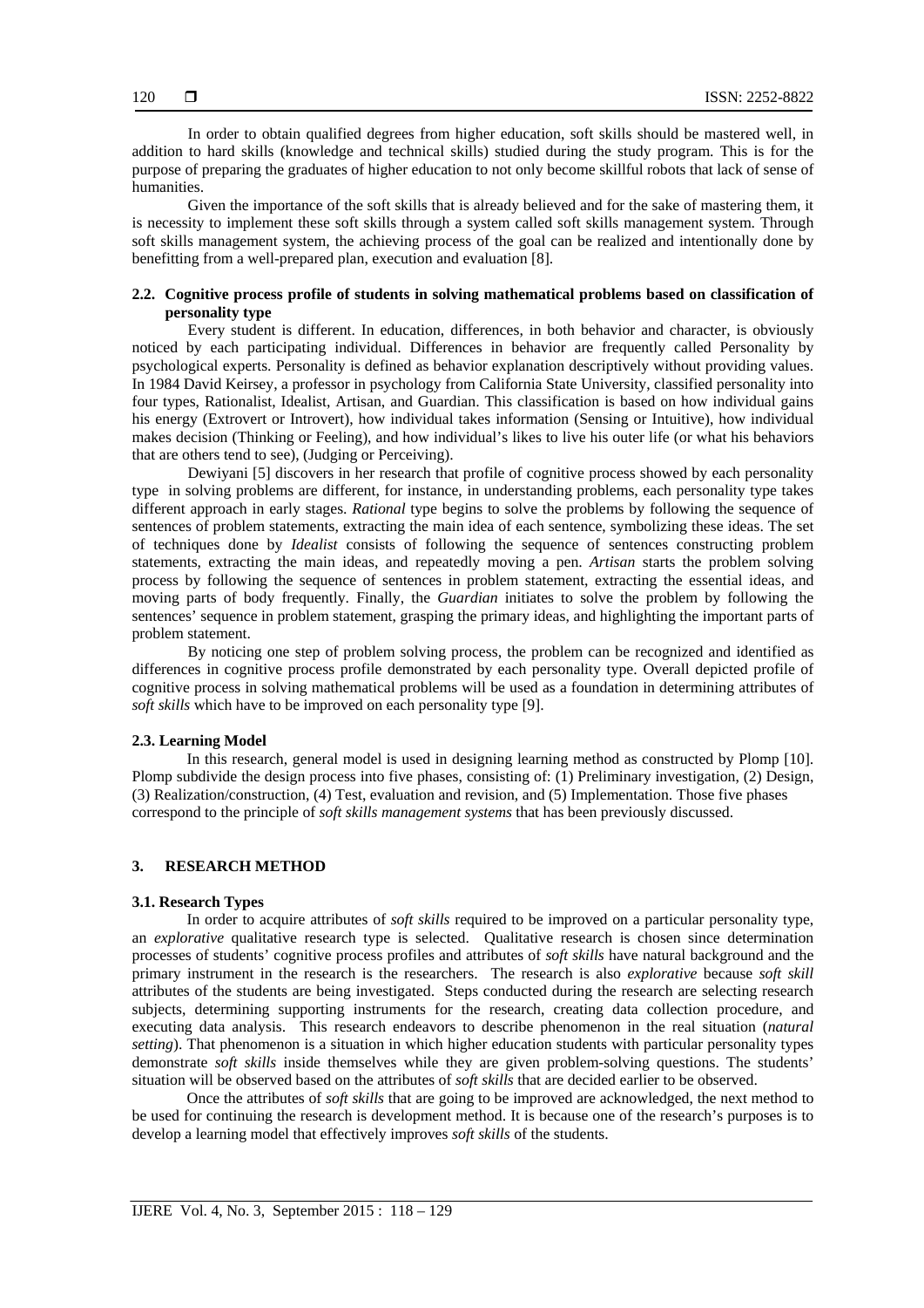In order to obtain qualified degrees from higher education, soft skills should be mastered well, in addition to hard skills (knowledge and technical skills) studied during the study program. This is for the purpose of preparing the graduates of higher education to not only become skillful robots that lack of sense of humanities.

Given the importance of the soft skills that is already believed and for the sake of mastering them, it is necessity to implement these soft skills through a system called soft skills management system. Through soft skills management system, the achieving process of the goal can be realized and intentionally done by benefitting from a well-prepared plan, execution and evaluation [8].

### 2.2. Cognitive process profile of students in solving mathematical problems based on classification of personality type

Every student is different. In education, differences, in both behavior and character, is obviously noticed by each participating individual. Differences in behavior are frequently called Personality by psychological experts. Personality is defined as behavior explanation descriptively without providing values. In 1984 David Keirsey, a professor in psychology from California State University, classified personality into four types, Rationalist, Idealist, Artisan, and Guardian. This classification is based on how individual gains his energy (Extrovert or Introvert), how individual takes information (Sensing or Intuitive), how individual makes decision (Thinking or Feeling), and how individual's likes to live his outer life (or what his behaviors that are others tend to see), (Judging or Perceiving).

Dewiyani [5] discovers in her research that profile of cognitive process showed by each personality type in solving problems are different, for instance, in understanding problems, each personality type takes different approach in early stages. *Rational* type begins to solve the problems by following the sequence of sentences of problem statements, extracting the main idea of each sentence, symbolizing these ideas. The set of techniques done by *Idealist* consists of following the sequence of sentences constructing problem statements, extracting the main ideas, and repeatedly moving a pen. *Artisan* starts the problem solving process by following the sequence of sentences in problem statement, extracting the essential ideas, and moving parts of body frequently. Finally, the *Guardian* initiates to solve the problem by following the sentences' sequence in problem statement, grasping the primary ideas, and highlighting the important parts of problem statement.

By noticing one step of problem solving process, the problem can be recognized and identified as differences in cognitive process profile demonstrated by each personality type. Overall depicted profile of cognitive process in solving mathematical problems will be used as a foundation in determining attributes of *soft skills* which have to be improved on each personality type [9].

### 2.3. Learning Model

In this research, general model is used in designing learning method as constructed by Plomp [10]. Plomp subdivide the design process into five phases, consisting of: (1) Preliminary investigation, (2) Design, (3) Realization/construction, (4) Test, evaluation and revision, and (5) Implementation. Those five phases correspond to the principle of *soft skills management systems* that has been previously discussed.

## 3. RESEARCH METHOD

### 3.1. Research Types

In order to acquire attributes of *soft skills* required to be improved on a particular personality type, an *explorative* qualitative research type is selected. Qualitative research is chosen since determination processes of students' cognitive process profiles and attributes of *soft skills* have natural background and the primary instrument in the research is the researchers. The research is also *explorative* because *soft skill* attributes of the students are being investigated. Steps conducted during the research are selecting research subjects, determining supporting instruments for the research, creating data collection procedure, and executing data analysis. This research endeavors to describe phenomenon in the real situation (*natural setting*). That phenomenon is a situation in which higher education students with particular personality types demonstrate *soft skills* inside themselves while they are given problem-solving questions. The students' situation will be observed based on the attributes of *soft skills* that are decided earlier to be observed.

Once the attributes of *soft skills* that are going to be improved are acknowledged, the next method to be used for continuing the research is development method. It is because one of the research's purposes is to develop a learning model that effectively improves *soft skills* of the students.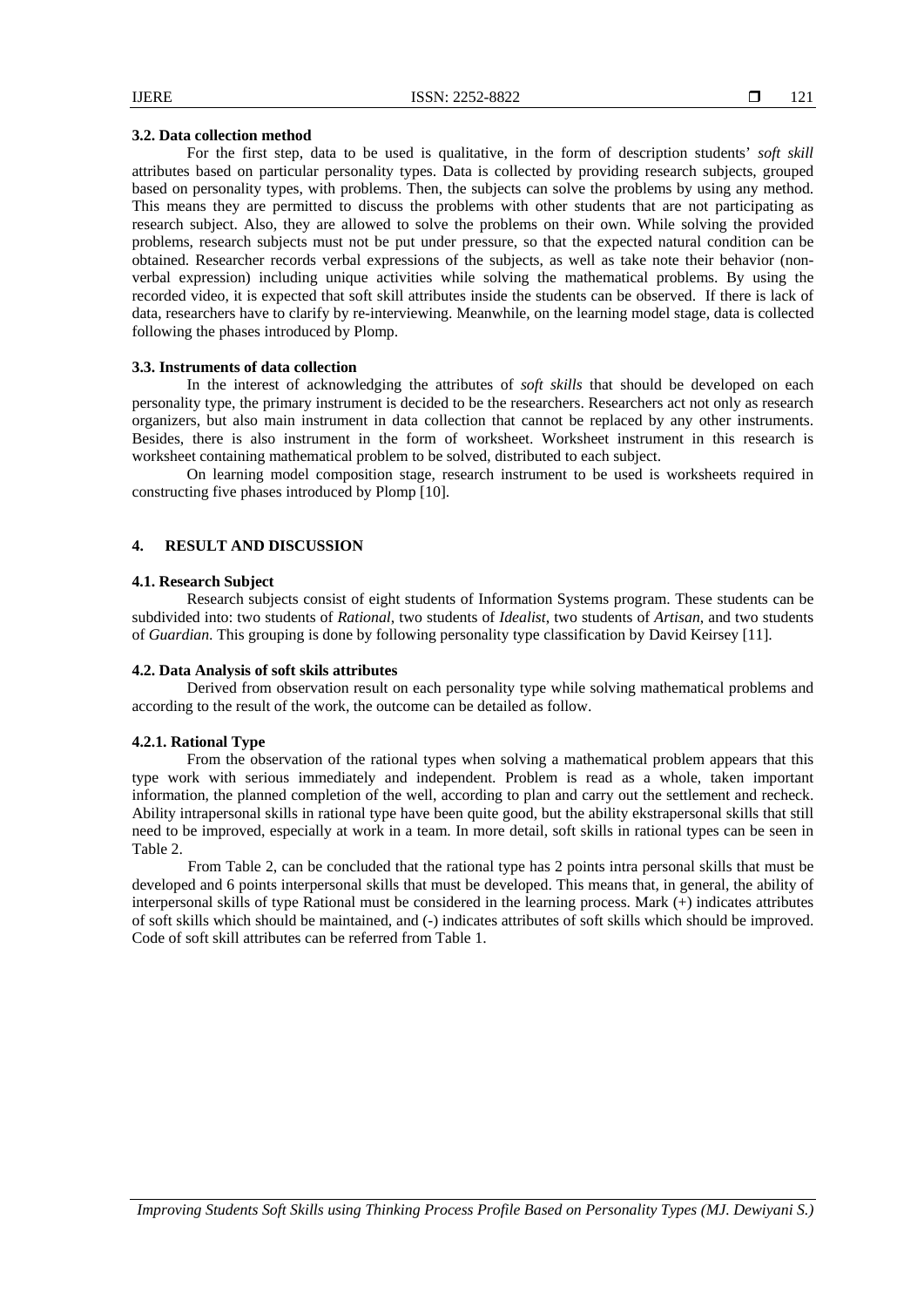### 3.2. Data collection method

For the first step, data to be used is qualitative, in the form of description students' *soft skill* attributes based on particular personality types. Data is collected by providing research subjects, grouped based on personality types, with problems. Then, the subjects can solve the problems by using any method. This means they are permitted to discuss the problems with other students that are not participating as research subject. Also, they are allowed to solve the problems on their own. While solving the provided problems, research subjects must not be put under pressure, so that the expected natural condition can be obtained. Researcher records verbal expressions of the subjects, as well as take note their behavior (non-verbal expression) including unique activities while solving the mathematical problems. By using the recorded video, it is expected that soft skill attributes inside the students can be observed. If there is lack of data, researchers have to clarify by re-interviewing. Meanwhile, on the learning model stage, data is collected following the phases introduced by Plomp.

### 3.3. Instruments of data collection

In the interest of acknowledging the attributes of *soft skills* that should be developed on each personality type, the primary instrument is decided to be the researchers. Researchers act not only as research organizers, but also main instrument in data collection that cannot be replaced by any other instruments. Besides, there is also instrument in the form of worksheet. Worksheet instrument in this research is worksheet containing mathematical problem to be solved, distributed to each subject.

On learning model composition stage, research instrument to be used is worksheets required in constructing five phases introduced by Plomp [10].

## 4. RESULT AND DISCUSSION

### 4.1. Research Subject

Research subjects consist of eight students of Information Systems program. These students can be subdivided into: two students of *Rational*, two students of *Idealist*, two students of *Artisan*, and two students of *Guardian*. This grouping is done by following personality type classification by David Keirsey [11].

### 4.2. Data Analysis of soft skils attributes

Derived from observation result on each personality type while solving mathematical problems and according to the result of the work, the outcome can be detailed as follow.

#### 4.2.1. Rational Type

From the observation of the rational types when solving a mathematical problem appears that this type work with serious immediately and independent. Problem is read as a whole, taken important information, the planned completion of the well, according to plan and carry out the settlement and recheck. Ability intrapersonal skills in rational type have been quite good, but the ability ekstrapersonal skills that still need to be improved, especially at work in a team. In more detail, soft skills in rational types can be seen in Table 2.

From Table 2, can be concluded that the rational type has 2 points intra personal skills that must be developed and 6 points interpersonal skills that must be developed. This means that, in general, the ability of interpersonal skills of type Rational must be considered in the learning process. Mark (+) indicates attributes of soft skills which should be maintained, and (-) indicates attributes of soft skills which should be improved. Code of soft skill attributes can be referred from Table 1.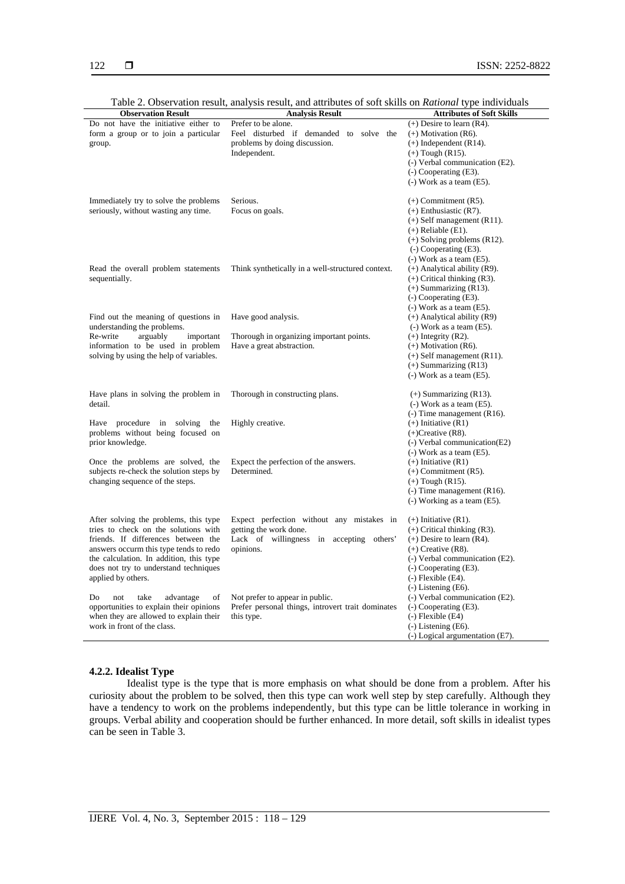Table 2. Observation result, analysis result, and attributes of soft skills on *Rational* type individuals

| Observation Result | Analysis Result | Attributes of Soft Skills |
|---|---|---|
| Do not have the initiative either to form a group or to join a particular group. | Prefer to be alone.<br>Feel disturbed if demanded to solve the problems by doing discussion.<br>Independent. | (+) Desire to learn (R4).<br>(+) Motivation (R6).<br>(+) Independent (R14).<br>(+) Tough (R15).<br>(-) Verbal communication (E2).<br>(-) Cooperating (E3).<br>(-) Work as a team (E5). |
| Immediately try to solve the problems seriously, without wasting any time. | Serious.<br>Focus on goals. | (+) Commitment (R5).<br>(+) Enthusiastic (R7).<br>(+) Self management (R11).<br>(+) Reliable (E1).<br>(+) Solving problems (R12).<br>(-) Cooperating (E3).<br>(-) Work as a team (E5). |
| Read the overall problem statements sequentially. | Think synthetically in a well-structured context. | (+) Analytical ability (R9).<br>(+) Critical thinking (R3).<br>(+) Summarizing (R13).<br>(-) Cooperating (E3).<br>(-) Work as a team (E5). |
| Find out the meaning of questions in understanding the problems. | Have good analysis. | (+) Analytical ability (R9)<br>(-) Work as a team (E5). |
| Re-write arguably important information to be used in problem solving by using the help of variables. | Thorough in organizing important points.<br>Have a great abstraction. | (+) Integrity (R2).<br>(+) Motivation (R6).<br>(+) Self management (R11).<br>(+) Summarizing (R13)<br>(-) Work as a team (E5). |
| Have plans in solving the problem in detail. | Thorough in constructing plans. | (+) Summarizing (R13).<br>(-) Work as a team (E5).<br>(-) Time management (R16). |
| Have procedure in solving the problems without being focused on prior knowledge. | Highly creative. | (+) Initiative (R1)<br>(+)Creative (R8).<br>(-) Verbal communication(E2)<br>(-) Work as a team (E5). |
| Once the problems are solved, the subjects re-check the solution steps by changing sequence of the steps. | Expect the perfection of the answers.<br>Determined. | (+) Initiative (R1)<br>(+) Commitment (R5).<br>(+) Tough (R15).<br>(-) Time management (R16).<br>(-) Working as a team (E5). |
| After solving the problems, this type tries to check on the solutions with friends. If differences between the answers occurm this type tends to redo the calculation. In addition, this type does not try to understand techniques applied by others. | Expect perfection without any mistakes in getting the work done.<br>Lack of willingness in accepting others' opinions. | (+) Initiative (R1).<br>(+) Critical thinking (R3).<br>(+) Desire to learn (R4).<br>(+) Creative (R8).<br>(-) Verbal communication (E2).<br>(-) Cooperating (E3).<br>(-) Flexible (E4).<br>(-) Listening (E6). |
| Do not take advantage of opportunities to explain their opinions when they are allowed to explain their work in front of the class. | Not prefer to appear in public.<br>Prefer personal things, introvert trait dominates this type. | (-) Verbal communication (E2).<br>(-) Cooperating (E3).<br>(-) Flexible (E4)<br>(-) Listening (E6).<br>(-) Logical argumentation (E7). |

#### 4.2.2. Idealist Type

Idealist type is the type that is more emphasis on what should be done from a problem. After his curiosity about the problem to be solved, then this type can work well step by step carefully. Although they have a tendency to work on the problems independently, but this type can be little tolerance in working in groups. Verbal ability and cooperation should be further enhanced. In more detail, soft skills in idealist types can be seen in Table 3.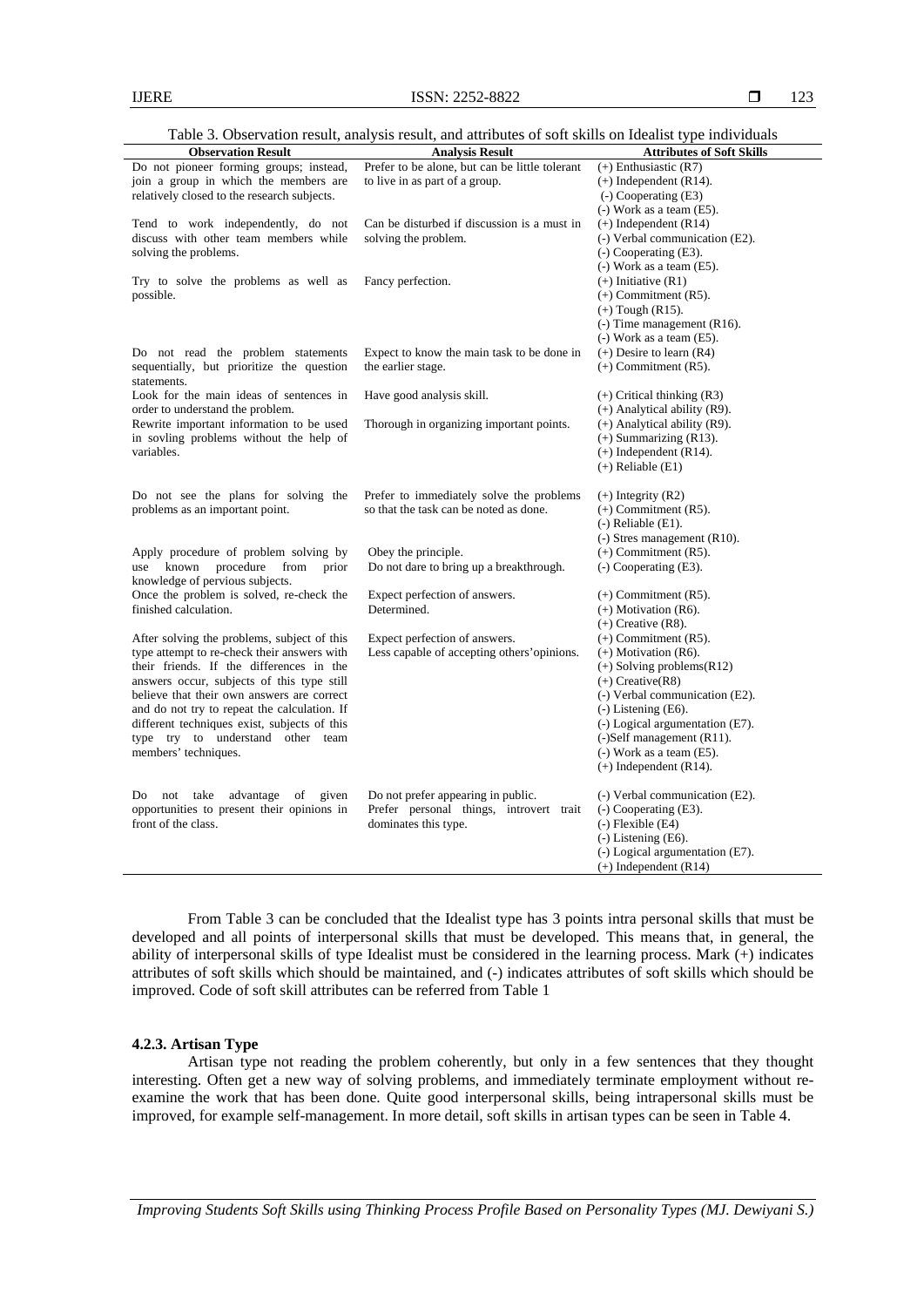Table 3. Observation result, analysis result, and attributes of soft skills on Idealist type individuals

| Observation Result | Analysis Result | Attributes of Soft Skills |
|---|---|---|
| Do not pioneer forming groups; instead, join a group in which the members are relatively closed to the research subjects. | Prefer to be alone, but can be little tolerant to live in as part of a group. | (+) Enthusiastic (R7)<br>(+) Independent (R14).<br>(-) Cooperating (E3)<br>(-) Work as a team (E5). |
| Tend to work independently, do not discuss with other team members while solving the problems. | Can be disturbed if discussion is a must in solving the problem. | (+) Independent (R14)<br>(-) Verbal communication (E2).<br>(-) Cooperating (E3).<br>(-) Work as a team (E5). |
| Try to solve the problems as well as possible. | Fancy perfection. | (+) Initiative (R1)<br>(+) Commitment (R5).<br>(+) Tough (R15).<br>(-) Time management (R16).<br>(-) Work as a team (E5). |
| Do not read the problem statements sequentially, but prioritize the question statements. | Expect to know the main task to be done in the earlier stage. | (+) Desire to learn (R4)<br>(+) Commitment (R5). |
| Look for the main ideas of sentences in order to understand the problem. | Have good analysis skill. | (+) Critical thinking (R3)<br>(+) Analytical ability (R9). |
| Rewrite important information to be used in sovling problems without the help of variables. | Thorough in organizing important points. | (+) Analytical ability (R9).<br>(+) Summarizing (R13).<br>(+) Independent (R14).<br>(+) Reliable (E1) |
| Do not see the plans for solving the problems as an important point. | Prefer to immediately solve the problems so that the task can be noted as done. | (+) Integrity (R2)<br>(+) Commitment (R5).<br>(-) Reliable (E1).<br>(-) Stres management (R10). |
| Apply procedure of problem solving by use known procedure from prior knowledge of pervious subjects. | Obey the principle.<br>Do not dare to bring up a breakthrough. | (+) Commitment (R5).<br>(-) Cooperating (E3). |
| Once the problem is solved, re-check the finished calculation. | Expect perfection of answers.<br>Determined. | (+) Commitment (R5).<br>(+) Motivation (R6).<br>(+) Creative (R8). |
| After solving the problems, subject of this type attempt to re-check their answers with their friends. If the differences in the answers occur, subjects of this type still believe that their own answers are correct and do not try to repeat the calculation. If different techniques exist, subjects of this type try to understand other team members' techniques. | Expect perfection of answers.<br>Less capable of accepting others'opinions. | (+) Commitment (R5).<br>(+) Motivation (R6).<br>(+) Solving problems(R12)<br>(+) Creative(R8)<br>(-) Verbal communication (E2).<br>(-) Listening (E6).<br>(-) Logical argumentation (E7).<br>(-)Self management (R11).<br>(-) Work as a team (E5).<br>(+) Independent (R14). |
| Do not take advantage of given opportunities to present their opinions in front of the class. | Do not prefer appearing in public.<br>Prefer personal things, introvert trait dominates this type. | (-) Verbal communication (E2).<br>(-) Cooperating (E3).<br>(-) Flexible (E4)<br>(-) Listening (E6).<br>(-) Logical argumentation (E7).<br>(+) Independent (R14) |

From Table 3 can be concluded that the Idealist type has 3 points intra personal skills that must be developed and all points of interpersonal skills that must be developed. This means that, in general, the ability of interpersonal skills of type Idealist must be considered in the learning process. Mark (+) indicates attributes of soft skills which should be maintained, and (-) indicates attributes of soft skills which should be improved. Code of soft skill attributes can be referred from Table 1

### 4.2.3. Artisan Type

Artisan type not reading the problem coherently, but only in a few sentences that they thought interesting. Often get a new way of solving problems, and immediately terminate employment without re-examine the work that has been done. Quite good interpersonal skills, being intrapersonal skills must be improved, for example self-management. In more detail, soft skills in artisan types can be seen in Table 4.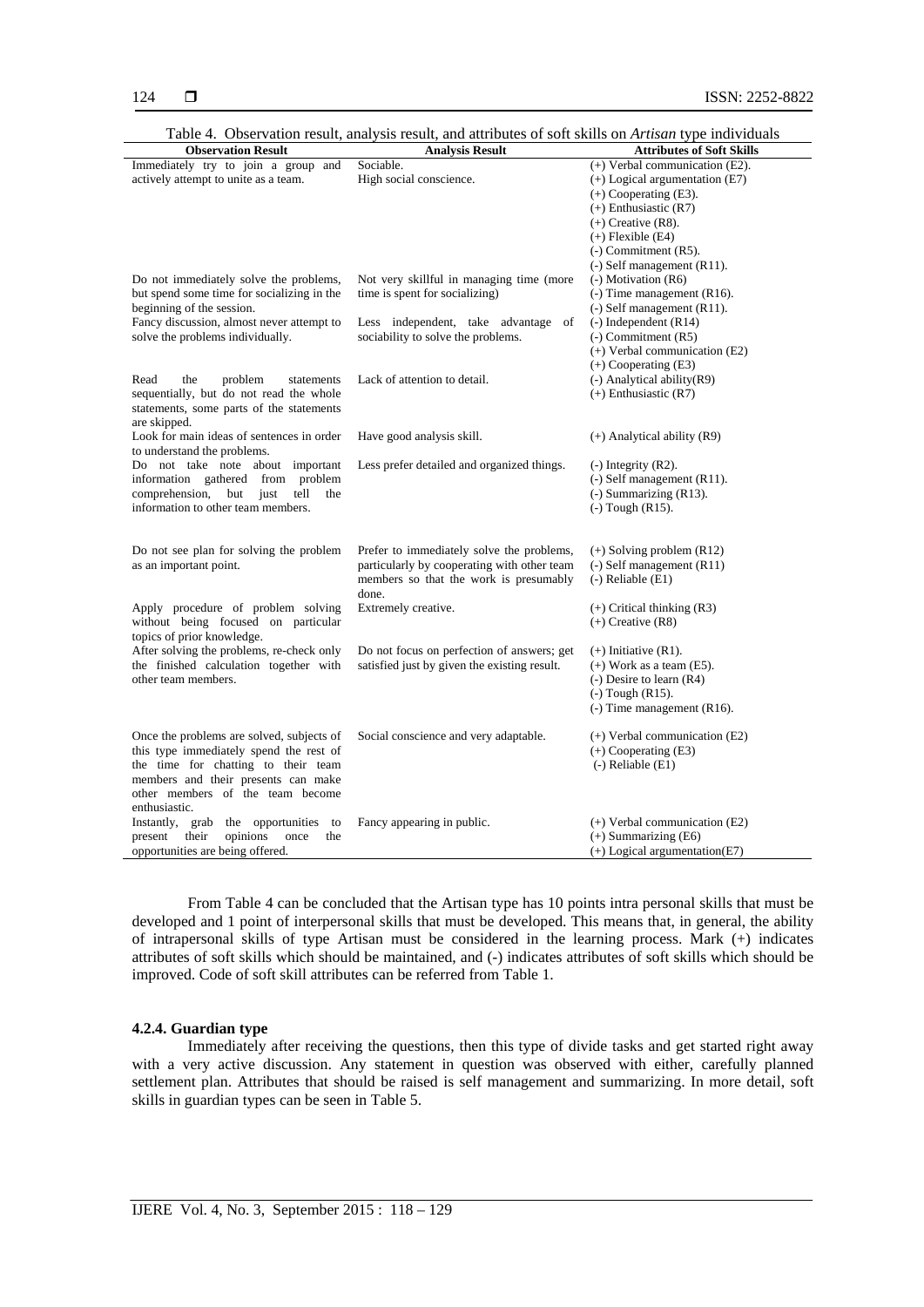Table 4. Observation result, analysis result, and attributes of soft skills on *Artisan* type individuals

| Observation Result | Analysis Result | Attributes of Soft Skills |
|---|---|---|
| Immediately try to join a group and actively attempt to unite as a team. | Sociable. High social conscience. | (+) Verbal communication (E2). (+) Logical argumentation (E7) (+) Cooperating (E3). (+) Enthusiastic (R7) (+) Creative (R8). (+) Flexible (E4) (-) Commitment (R5). (-) Self management (R11). |
| Do not immediately solve the problems, but spend some time for socializing in the beginning of the session. | Not very skillful in managing time (more time is spent for socializing) | (-) Motivation (R6) (-) Time management (R16). (-) Self management (R11). |
| Fancy discussion, almost never attempt to solve the problems individually. | Less independent, take advantage of sociability to solve the problems. | (-) Independent (R14) (-) Commitment (R5) (+) Verbal communication (E2) (+) Cooperating (E3) |
| Read the problem statements sequentially, but do not read the whole statements, some parts of the statements are skipped. | Lack of attention to detail. | (-) Analytical ability(R9) (+) Enthusiastic (R7) |
| Look for main ideas of sentences in order to understand the problems. | Have good analysis skill. | (+) Analytical ability (R9) |
| Do not take note about important information gathered from problem comprehension, but just tell the information to other team members. | Less prefer detailed and organized things. | (-) Integrity (R2). (-) Self management (R11). (-) Summarizing (R13). (-) Tough (R15). |
| Do not see plan for solving the problem as an important point. | Prefer to immediately solve the problems, particularly by cooperating with other team members so that the work is presumably done. | (+) Solving problem (R12) (-) Self management (R11) (-) Reliable (E1) |
| Apply procedure of problem solving without being focused on particular topics of prior knowledge. | Extremely creative. | (+) Critical thinking (R3) (+) Creative (R8) |
| After solving the problems, re-check only the finished calculation together with other team members. | Do not focus on perfection of answers; get satisfied just by given the existing result. | (+) Initiative (R1). (+) Work as a team (E5). (-) Desire to learn (R4) (-) Tough (R15). (-) Time management (R16). |
| Once the problems are solved, subjects of this type immediately spend the rest of the time for chatting to their team members and their presents can make other members of the team become enthusiastic. | Social conscience and very adaptable. | (+) Verbal communication (E2) (+) Cooperating (E3) (-) Reliable (E1) |
| Instantly, grab the opportunities to present their opinions once the opportunities are being offered. | Fancy appearing in public. | (+) Verbal communication (E2) (+) Summarizing (E6) (+) Logical argumentation(E7) |

From Table 4 can be concluded that the Artisan type has 10 points intra personal skills that must be developed and 1 point of interpersonal skills that must be developed. This means that, in general, the ability of intrapersonal skills of type Artisan must be considered in the learning process. Mark (+) indicates attributes of soft skills which should be maintained, and (-) indicates attributes of soft skills which should be improved. Code of soft skill attributes can be referred from Table 1.

#### 4.2.4. Guardian type

Immediately after receiving the questions, then this type of divide tasks and get started right away with a very active discussion. Any statement in question was observed with either, carefully planned settlement plan. Attributes that should be raised is self management and summarizing. In more detail, soft skills in guardian types can be seen in Table 5.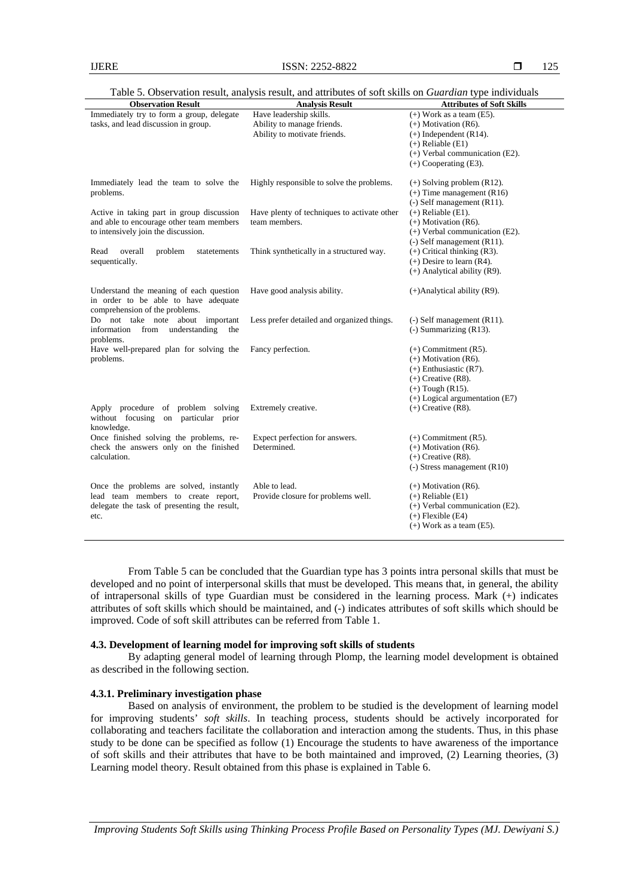Table 5. Observation result, analysis result, and attributes of soft skills on *Guardian* type individuals

| Observation Result | Analysis Result | Attributes of Soft Skills |
|---|---|---|
| Immediately try to form a group, delegate tasks, and lead discussion in group. | Have leadership skills. Ability to manage friends. Ability to motivate friends. | (+) Work as a team (E5). (+) Motivation (R6). (+) Independent (R14). (+) Reliable (E1) (+) Verbal communication (E2). (+) Cooperating (E3). |
| Immediately lead the team to solve the problems. | Highly responsible to solve the problems. | (+) Solving problem (R12). (+) Time management (R16) (-) Self management (R11). |
| Active in taking part in group discussion and able to encourage other team members to intensively join the discussion. | Have plenty of techniques to activate other team members. | (+) Reliable (E1). (+) Motivation (R6). (+) Verbal communication (E2). (-) Self management (R11). |
| Read overall problem statetements sequentically. | Think synthetically in a structured way. | (+) Critical thinking (R3). (+) Desire to learn (R4). (+) Analytical ability (R9). |
| Understand the meaning of each question in order to be able to have adequate comprehension of the problems. | Have good analysis ability. | (+)Analytical ability (R9). |
| Do not take note about important information from understanding the problems. | Less prefer detailed and organized things. | (-) Self management (R11). (-) Summarizing (R13). |
| Have well-prepared plan for solving the problems. | Fancy perfection. | (+) Commitment (R5). (+) Motivation (R6). (+) Enthusiastic (R7). (+) Creative (R8). (+) Tough (R15). (+) Logical argumentation (E7) |
| Apply procedure of problem solving without focusing on particular prior knowledge. | Extremely creative. | (+) Creative (R8). |
| Once finished solving the problems, re-check the answers only on the finished calculation. | Expect perfection for answers. Determined. | (+) Commitment (R5). (+) Motivation (R6). (+) Creative (R8). (-) Stress management (R10) |
| Once the problems are solved, instantly lead team members to create report, delegate the task of presenting the result, etc. | Able to lead. Provide closure for problems well. | (+) Motivation (R6). (+) Reliable (E1) (+) Verbal communication (E2). (+) Flexible (E4) (+) Work as a team (E5). |

From Table 5 can be concluded that the Guardian type has 3 points intra personal skills that must be developed and no point of interpersonal skills that must be developed. This means that, in general, the ability of intrapersonal skills of type Guardian must be considered in the learning process. Mark (+) indicates attributes of soft skills which should be maintained, and (-) indicates attributes of soft skills which should be improved. Code of soft skill attributes can be referred from Table 1.

### 4.3. Development of learning model for improving soft skills of students

By adapting general model of learning through Plomp, the learning model development is obtained as described in the following section.

#### 4.3.1. Preliminary investigation phase

Based on analysis of environment, the problem to be studied is the development of learning model for improving students' *soft skills*. In teaching process, students should be actively incorporated for collaborating and teachers facilitate the collaboration and interaction among the students. Thus, in this phase study to be done can be specified as follow (1) Encourage the students to have awareness of the importance of soft skills and their attributes that have to be both maintained and improved, (2) Learning theories, (3) Learning model theory. Result obtained from this phase is explained in Table 6.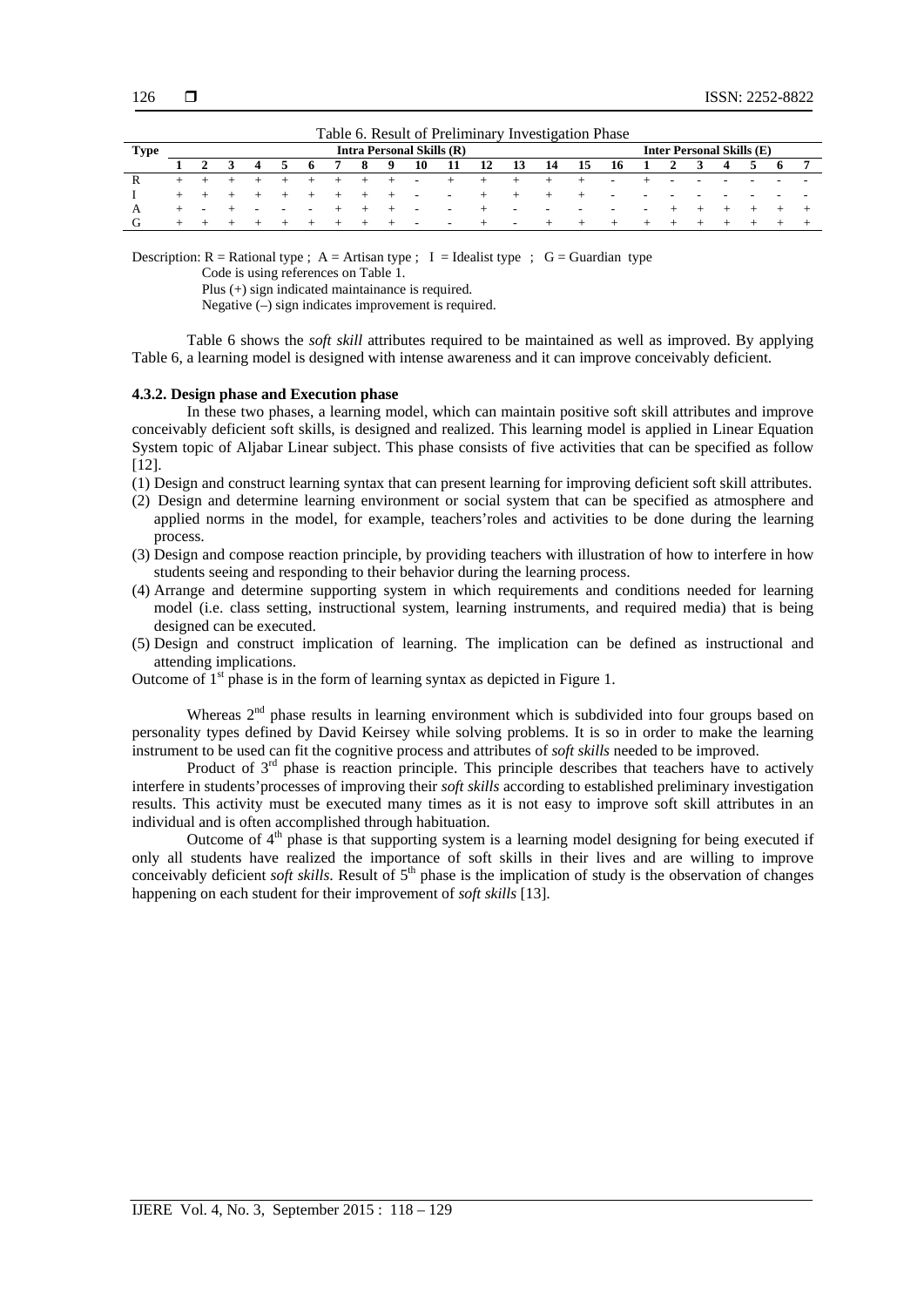Table 6. Result of Preliminary Investigation Phase

| Type | Intra Personal Skills (R) | | | | | | | | | | | | | | | | Inter Personal Skills (E) | | | | | | |
|---|---|---|---|---|---|---|---|---|---|---|---|---|---|---|---|---|---|---|---|---|---|---|---|
| | 1 | 2 | 3 | 4 | 5 | 6 | 7 | 8 | 9 | 10 | 11 | 12 | 13 | 14 | 15 | 16 | 1 | 2 | 3 | 4 | 5 | 6 | 7 |
| R | + | + | + | + | + | + | + | + | + | - | + | + | + | + | + | - | + | - | - | - | - | - | - |
| I | + | + | + | + | + | + | + | + | + | - | - | + | + | + | + | - | - | - | - | - | - | - | - |
| A | + | - | + | - | - | - | + | + | + | - | - | + | - | - | - | - | - | + | + | + | + | + | + |
| G | + | + | + | + | + | + | + | + | + | - | - | + | - | + | + | + | + | + | + | + | + | + | + |

Description: R = Rational type ; A = Artisan type ; I = Idealist type ; G = Guardian type
Code is using references on Table 1.
Plus (+) sign indicated maintainance is required.
Negative (–) sign indicates improvement is required.

Table 6 shows the *soft skill* attributes required to be maintained as well as improved. By applying Table 6, a learning model is designed with intense awareness and it can improve conceivably deficient.

### 4.3.2. Design phase and Execution phase

In these two phases, a learning model, which can maintain positive soft skill attributes and improve conceivably deficient soft skills, is designed and realized. This learning model is applied in Linear Equation System topic of Aljabar Linear subject. This phase consists of five activities that can be specified as follow [12].

(1) Design and construct learning syntax that can present learning for improving deficient soft skill attributes.
(2) Design and determine learning environment or social system that can be specified as atmosphere and applied norms in the model, for example, teachers'roles and activities to be done during the learning process.
(3) Design and compose reaction principle, by providing teachers with illustration of how to interfere in how students seeing and responding to their behavior during the learning process.
(4) Arrange and determine supporting system in which requirements and conditions needed for learning model (i.e. class setting, instructional system, learning instruments, and required media) that is being designed can be executed.
(5) Design and construct implication of learning. The implication can be defined as instructional and attending implications.

Outcome of 1st phase is in the form of learning syntax as depicted in Figure 1.

Whereas 2nd phase results in learning environment which is subdivided into four groups based on personality types defined by David Keirsey while solving problems. It is so in order to make the learning instrument to be used can fit the cognitive process and attributes of *soft skills* needed to be improved.

Product of 3rd phase is reaction principle. This principle describes that teachers have to actively interfere in students'processes of improving their *soft skills* according to established preliminary investigation results. This activity must be executed many times as it is not easy to improve soft skill attributes in an individual and is often accomplished through habituation.

Outcome of 4th phase is that supporting system is a learning model designing for being executed if only all students have realized the importance of soft skills in their lives and are willing to improve conceivably deficient *soft skills*. Result of 5th phase is the implication of study is the observation of changes happening on each student for their improvement of *soft skills* [13].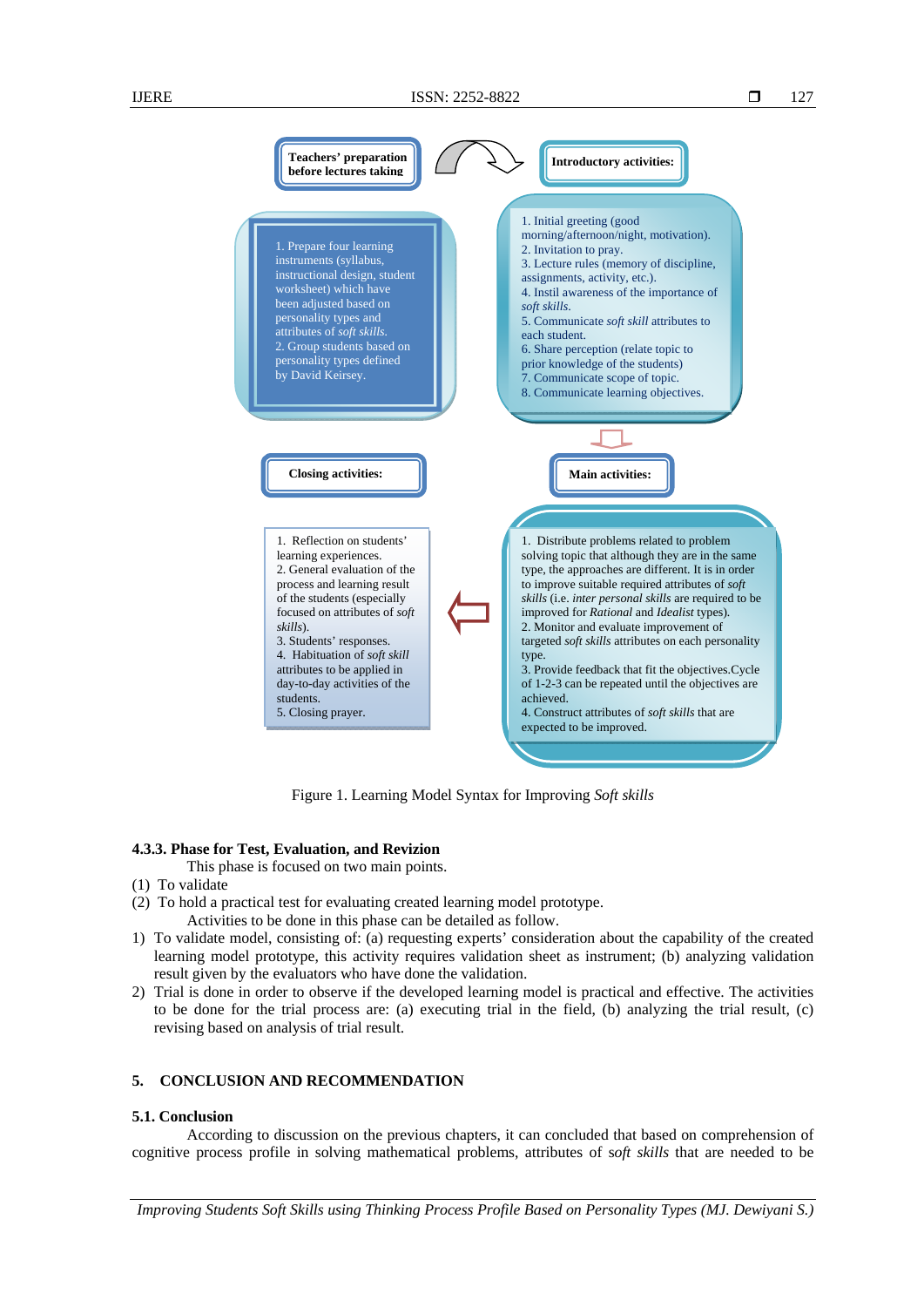**Teachers' preparation before lectures taking**

1. Prepare four learning instruments (syllabus, instructional design, student worksheet) which have been adjusted based on personality types and attributes of *soft skills*.
2. Group students based on personality types defined by David Keirsey.

**Introductory activities:**

1. Initial greeting (good morning/afternoon/night, motivation).
2. Invitation to pray.
3. Lecture rules (memory of discipline, assignments, activity, etc.).
4. Instil awareness of the importance of *soft skills*.
5. Communicate *soft skill* attributes to each student.
6. Share perception (relate topic to prior knowledge of the students)
7. Communicate scope of topic.
8. Communicate learning objectives.

**Main activities:**

1. Distribute problems related to problem solving topic that although they are in the same type, the approaches are different. It is in order to improve suitable required attributes of *soft skills* (i.e. *inter personal skills* are required to be improved for *Rational* and *Idealist* types).
2. Monitor and evaluate improvement of targeted *soft skills* attributes on each personality type.
3. Provide feedback that fit the objectives.Cycle of 1-2-3 can be repeated until the objectives are achieved.
4. Construct attributes of *soft skills* that are expected to be improved.

**Closing activities:**

1. Reflection on students' learning experiences.
2. General evaluation of the process and learning result of the students (especially focused on attributes of *soft skills*).
3. Students' responses.
4. Habituation of *soft skill* attributes to be applied in day-to-day activities of the students.
5. Closing prayer.

Figure 1. Learning Model Syntax for Improving *Soft skills*

#### 4.3.3. Phase for Test, Evaluation, and Revizion

This phase is focused on two main points.

(1) To validate
(2) To hold a practical test for evaluating created learning model prototype.

Activities to be done in this phase can be detailed as follow.

1) To validate model, consisting of: (a) requesting experts' consideration about the capability of the created learning model prototype, this activity requires validation sheet as instrument; (b) analyzing validation result given by the evaluators who have done the validation.
2) Trial is done in order to observe if the developed learning model is practical and effective. The activities to be done for the trial process are: (a) executing trial in the field, (b) analyzing the trial result, (c) revising based on analysis of trial result.

## 5. CONCLUSION AND RECOMMENDATION

### 5.1. Conclusion

According to discussion on the previous chapters, it can concluded that based on comprehension of cognitive process profile in solving mathematical problems, attributes of *soft skills* that are needed to be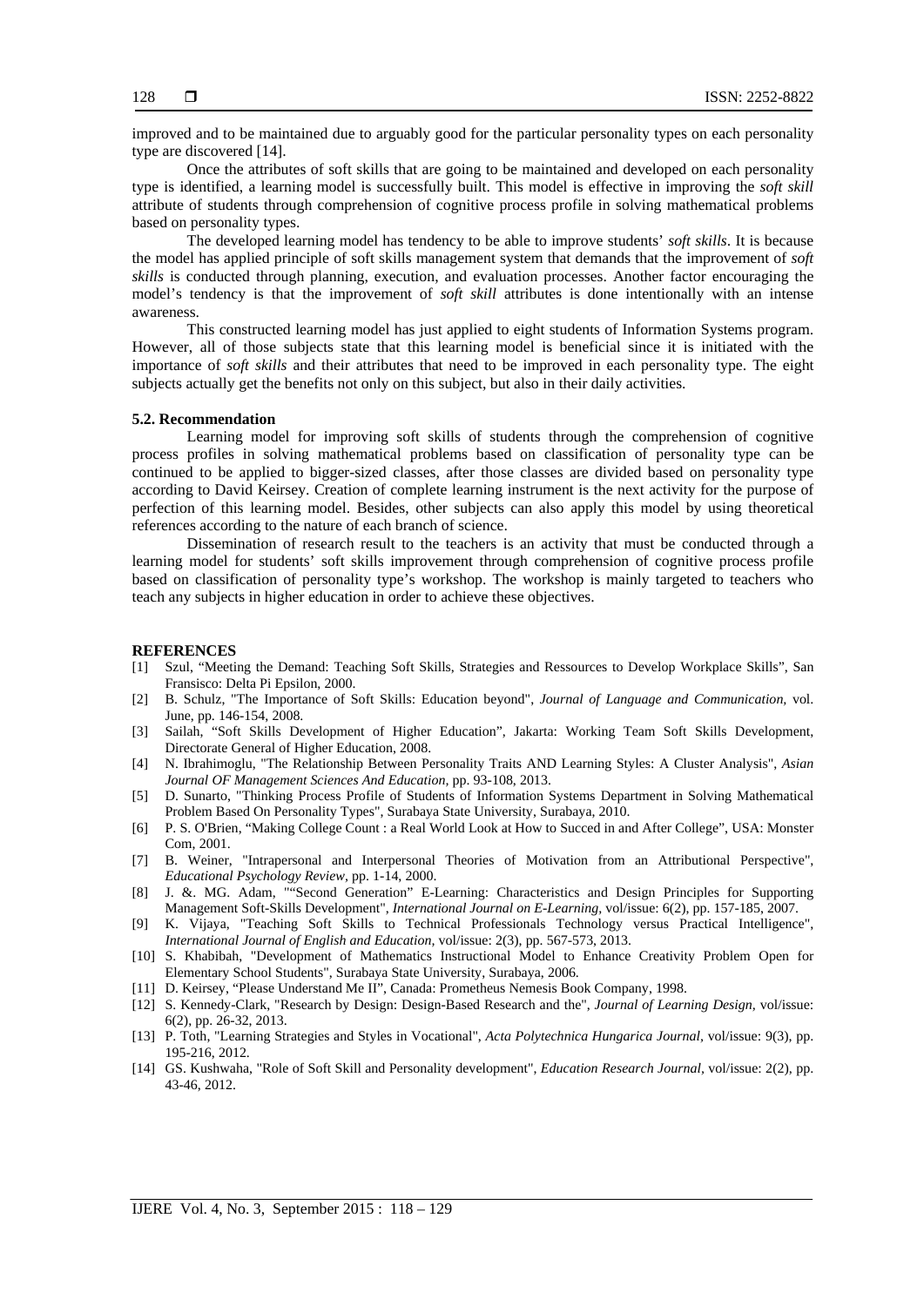improved and to be maintained due to arguably good for the particular personality types on each personality type are discovered [14].

Once the attributes of soft skills that are going to be maintained and developed on each personality type is identified, a learning model is successfully built. This model is effective in improving the *soft skill* attribute of students through comprehension of cognitive process profile in solving mathematical problems based on personality types.

The developed learning model has tendency to be able to improve students' *soft skills*. It is because the model has applied principle of soft skills management system that demands that the improvement of *soft skills* is conducted through planning, execution, and evaluation processes. Another factor encouraging the model's tendency is that the improvement of *soft skill* attributes is done intentionally with an intense awareness.

This constructed learning model has just applied to eight students of Information Systems program. However, all of those subjects state that this learning model is beneficial since it is initiated with the importance of *soft skills* and their attributes that need to be improved in each personality type. The eight subjects actually get the benefits not only on this subject, but also in their daily activities.

### 5.2. Recommendation

Learning model for improving soft skills of students through the comprehension of cognitive process profiles in solving mathematical problems based on classification of personality type can be continued to be applied to bigger-sized classes, after those classes are divided based on personality type according to David Keirsey. Creation of complete learning instrument is the next activity for the purpose of perfection of this learning model. Besides, other subjects can also apply this model by using theoretical references according to the nature of each branch of science.

Dissemination of research result to the teachers is an activity that must be conducted through a learning model for students' soft skills improvement through comprehension of cognitive process profile based on classification of personality type's workshop. The workshop is mainly targeted to teachers who teach any subjects in higher education in order to achieve these objectives.

## REFERENCES

[1] Szul, "Meeting the Demand: Teaching Soft Skills, Strategies and Ressources to Develop Workplace Skills", San Fransisco: Delta Pi Epsilon, 2000.

[2] B. Schulz, "The Importance of Soft Skills: Education beyond", *Journal of Language and Communication,* vol. June, pp. 146-154, 2008.

[3] Sailah, "Soft Skills Development of Higher Education", Jakarta: Working Team Soft Skills Development, Directorate General of Higher Education, 2008.

[4] N. Ibrahimoglu, "The Relationship Between Personality Traits AND Learning Styles: A Cluster Analysis", *Asian Journal OF Management Sciences And Education,* pp. 93-108, 2013.

[5] D. Sunarto, "Thinking Process Profile of Students of Information Systems Department in Solving Mathematical Problem Based On Personality Types", Surabaya State University, Surabaya, 2010.

[6] P. S. O'Brien, "Making College Count : a Real World Look at How to Succed in and After College", USA: Monster Com, 2001.

[7] B. Weiner, "Intrapersonal and Interpersonal Theories of Motivation from an Attributional Perspective", *Educational Psychology Review,* pp. 1-14, 2000.

[8] J. &. MG. Adam, ""Second Generation" E-Learning: Characteristics and Design Principles for Supporting Management Soft-Skills Development", *International Journal on E-Learning,* vol/issue: 6(2), pp. 157-185, 2007.

[9] K. Vijaya, "Teaching Soft Skills to Technical Professionals Technology versus Practical Intelligence", *International Journal of English and Education,* vol/issue: 2(3), pp. 567-573, 2013.

[10] S. Khabibah, "Development of Mathematics Instructional Model to Enhance Creativity Problem Open for Elementary School Students", Surabaya State University, Surabaya, 2006.

[11] D. Keirsey, "Please Understand Me II", Canada: Prometheus Nemesis Book Company, 1998.

[12] S. Kennedy-Clark, "Research by Design: Design-Based Research and the", *Journal of Learning Design,* vol/issue: 6(2), pp. 26-32, 2013.

[13] P. Toth, "Learning Strategies and Styles in Vocational", *Acta Polytechnica Hungarica Journal,* vol/issue: 9(3), pp. 195-216, 2012.

[14] GS. Kushwaha, "Role of Soft Skill and Personality development", *Education Research Journal,* vol/issue: 2(2), pp. 43-46, 2012.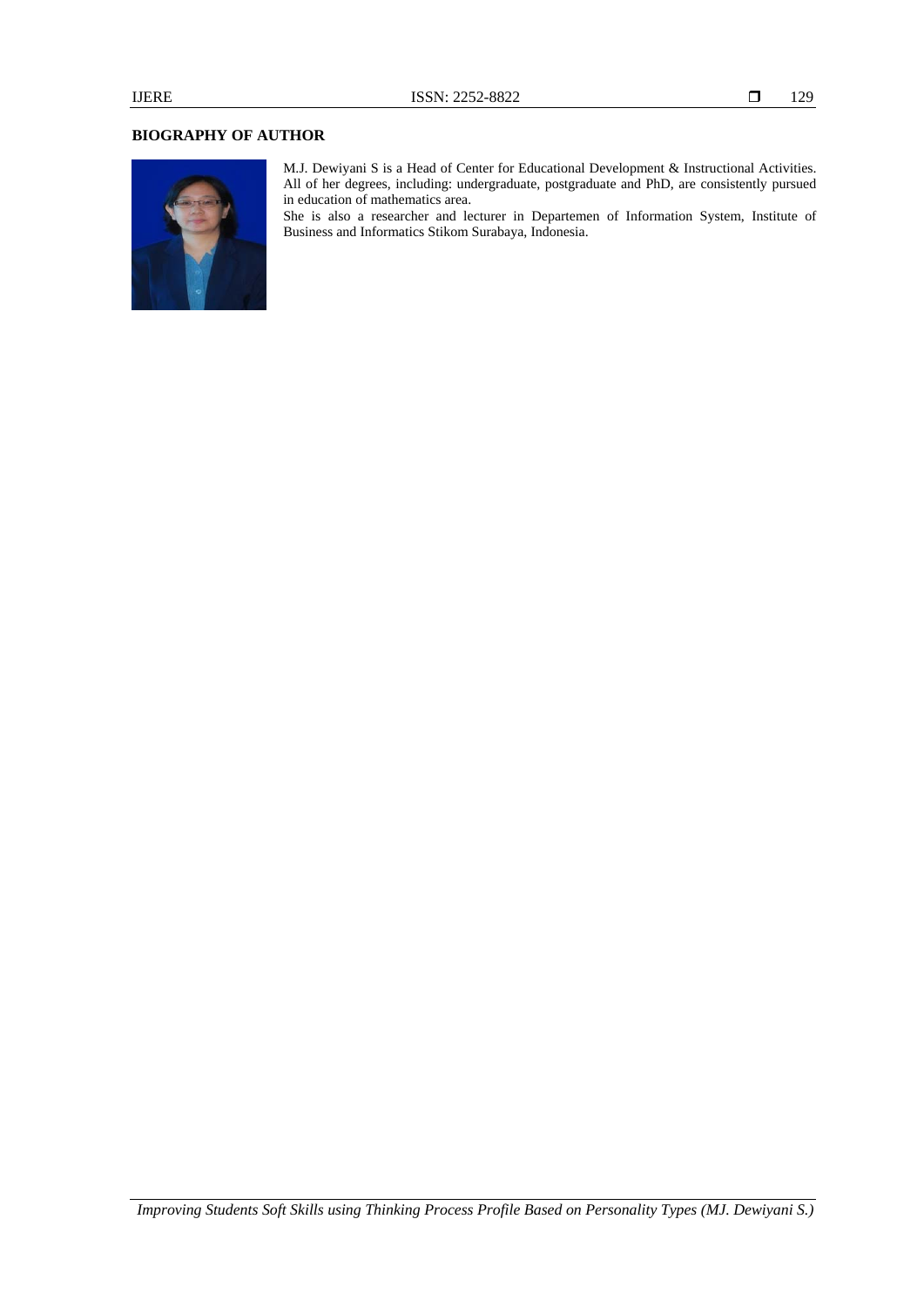**BIOGRAPHY OF AUTHOR**

M.J. Dewiyani S is a Head of Center for Educational Development & Instructional Activities. All of her degrees, including: undergraduate, postgraduate and PhD, are consistently pursued in education of mathematics area.

She is also a researcher and lecturer in Departemen of Information System, Institute of Business and Informatics Stikom Surabaya, Indonesia.